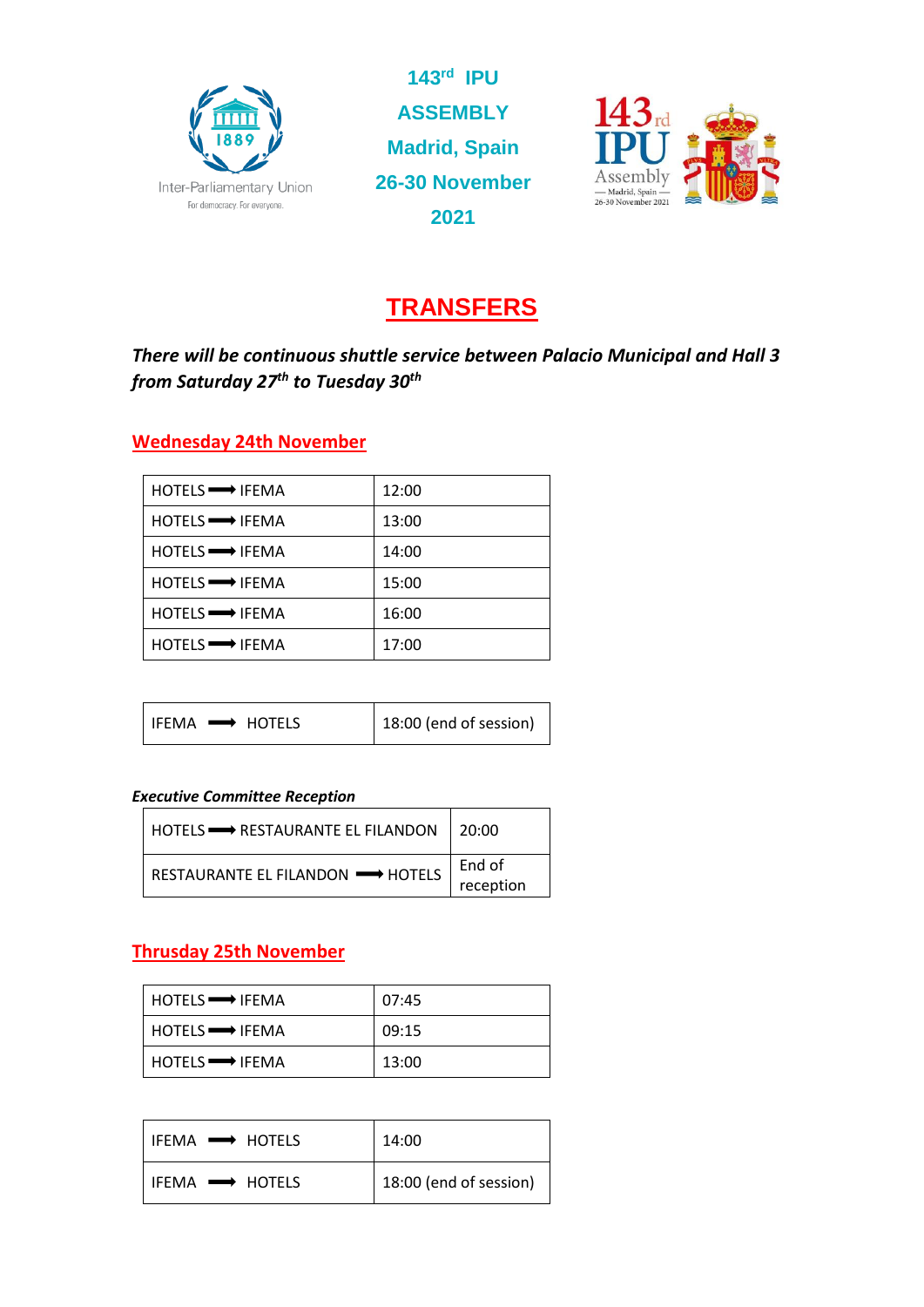Inter-Parliamentary Union

For democracy. For everyone.

**143rd IPU ASSEMBLY**
**Madrid, Spain**
**26-30 November 2021**

# TRANSFERS

***There will be continuous shuttle service between Palacio Municipal and Hall 3 from Saturday 27th to Tuesday 30th***

## Wednesday 24th November

| | |
|---|---|
| HOTELS ➡ IFEMA | 12:00 |
| HOTELS ➡ IFEMA | 13:00 |
| HOTELS ➡ IFEMA | 14:00 |
| HOTELS ➡ IFEMA | 15:00 |
| HOTELS ➡ IFEMA | 16:00 |
| HOTELS ➡ IFEMA | 17:00 |

| | |
|---|---|
| IFEMA ➡ HOTELS | 18:00 (end of session) |

***Executive Committee Reception***

| | |
|---|---|
| HOTELS ➡ RESTAURANTE EL FILANDON | 20:00 |
| RESTAURANTE EL FILANDON ➡ HOTELS | End of reception |

## Thrusday 25th November

| | |
|---|---|
| HOTELS ➡ IFEMA | 07:45 |
| HOTELS ➡ IFEMA | 09:15 |
| HOTELS ➡ IFEMA | 13:00 |

| | |
|---|---|
| IFEMA ➡ HOTELS | 14:00 |
| IFEMA ➡ HOTELS | 18:00 (end of session) |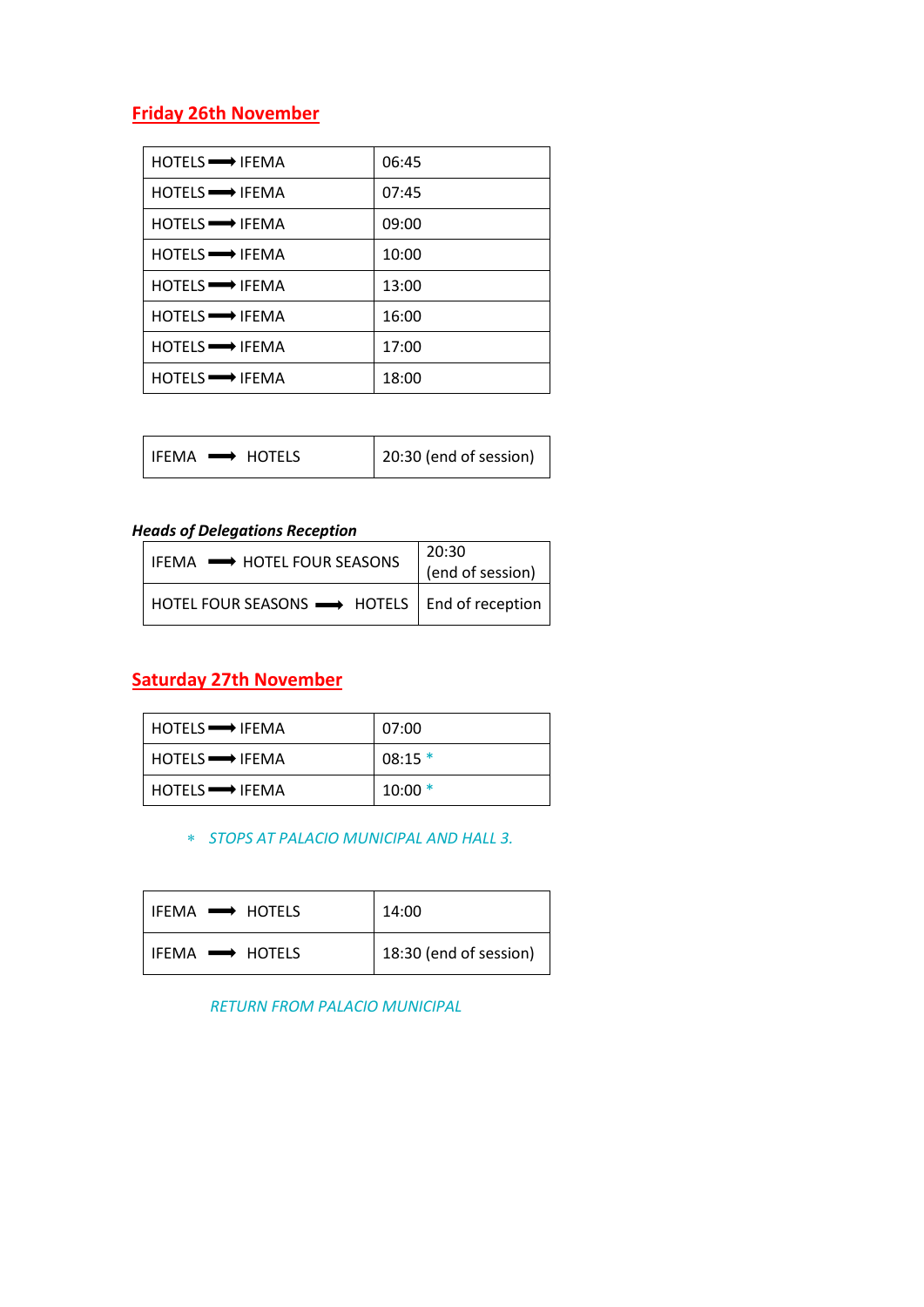## Friday 26th November

| Route | Time |
|---|---|
| HOTELS ➡ IFEMA | 06:45 |
| HOTELS ➡ IFEMA | 07:45 |
| HOTELS ➡ IFEMA | 09:00 |
| HOTELS ➡ IFEMA | 10:00 |
| HOTELS ➡ IFEMA | 13:00 |
| HOTELS ➡ IFEMA | 16:00 |
| HOTELS ➡ IFEMA | 17:00 |
| HOTELS ➡ IFEMA | 18:00 |

| Route | Time |
|---|---|
| IFEMA ➡ HOTELS | 20:30 (end of session) |

***Heads of Delegations Reception***

| Route | Time |
|---|---|
| IFEMA ➡ HOTEL FOUR SEASONS | 20:30 (end of session) |
| HOTEL FOUR SEASONS ➡ HOTELS | End of reception |

## Saturday 27th November

| Route | Time |
|---|---|
| HOTELS ➡ IFEMA | 07:00 |
| HOTELS ➡ IFEMA | 08:15 * |
| HOTELS ➡ IFEMA | 10:00 * |

* *STOPS AT PALACIO MUNICIPAL AND HALL 3.*

| Route | Time |
|---|---|
| IFEMA ➡ HOTELS | 14:00 |
| IFEMA ➡ HOTELS | 18:30 (end of session) |

*RETURN FROM PALACIO MUNICIPAL*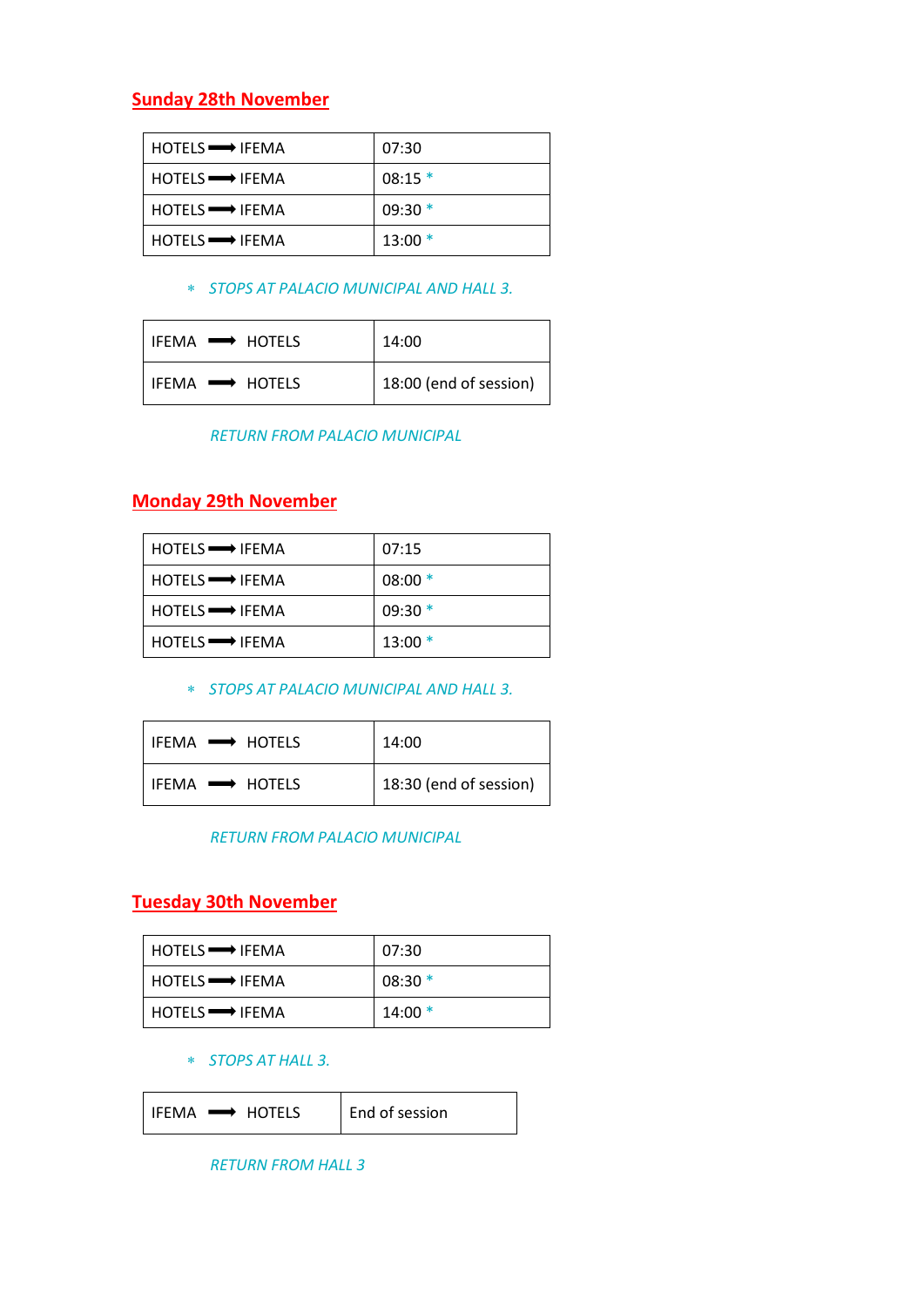## Sunday 28th November

| | |
|---|---|
| HOTELS ⟶ IFEMA | 07:30 |
| HOTELS ⟶ IFEMA | 08:15 * |
| HOTELS ⟶ IFEMA | 09:30 * |
| HOTELS ⟶ IFEMA | 13:00 * |

\* *STOPS AT PALACIO MUNICIPAL AND HALL 3.*

| | |
|---|---|
| IFEMA ⟶ HOTELS | 14:00 |
| IFEMA ⟶ HOTELS | 18:00 (end of session) |

*RETURN FROM PALACIO MUNICIPAL*

## Monday 29th November

| | |
|---|---|
| HOTELS ⟶ IFEMA | 07:15 |
| HOTELS ⟶ IFEMA | 08:00 * |
| HOTELS ⟶ IFEMA | 09:30 * |
| HOTELS ⟶ IFEMA | 13:00 * |

\* *STOPS AT PALACIO MUNICIPAL AND HALL 3.*

| | |
|---|---|
| IFEMA ⟶ HOTELS | 14:00 |
| IFEMA ⟶ HOTELS | 18:30 (end of session) |

*RETURN FROM PALACIO MUNICIPAL*

## Tuesday 30th November

| | |
|---|---|
| HOTELS ⟶ IFEMA | 07:30 |
| HOTELS ⟶ IFEMA | 08:30 * |
| HOTELS ⟶ IFEMA | 14:00 * |

\* *STOPS AT HALL 3.*

| | |
|---|---|
| IFEMA ⟶ HOTELS | End of session |

*RETURN FROM HALL 3*